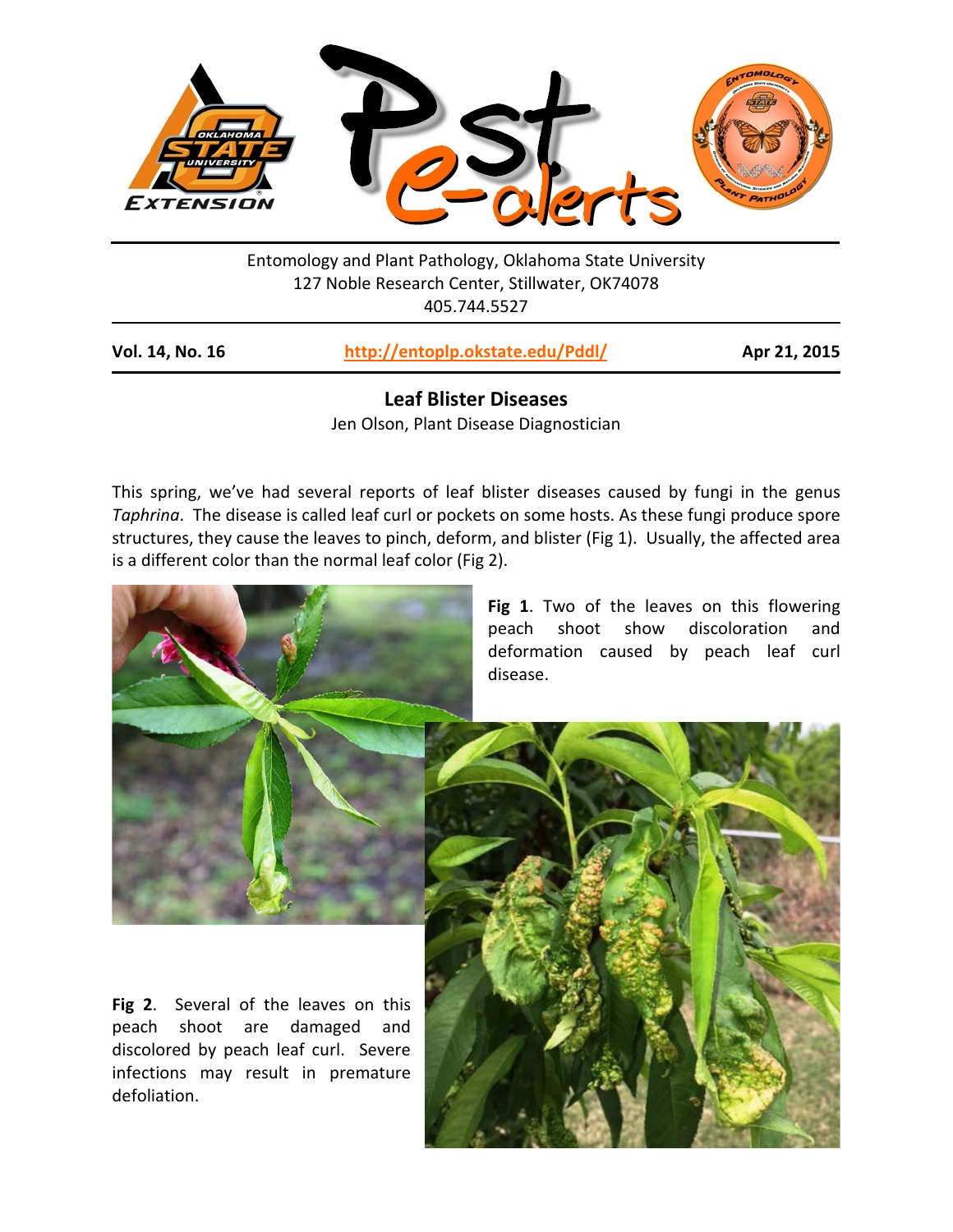Entomology and Plant Pathology, Oklahoma State University
127 Noble Research Center, Stillwater, OK74078
405.744.5527

**Vol. 14, No. 16** | **http://entoplp.okstate.edu/Pddl/** | **Apr 21, 2015**

## Leaf Blister Diseases

Jen Olson, Plant Disease Diagnostician

This spring, we've had several reports of leaf blister diseases caused by fungi in the genus *Taphrina*. The disease is called leaf curl or pockets on some hosts. As these fungi produce spore structures, they cause the leaves to pinch, deform, and blister (Fig 1). Usually, the affected area is a different color than the normal leaf color (Fig 2).

**Fig 1**. Two of the leaves on this flowering peach shoot show discoloration and deformation caused by peach leaf curl disease.

**Fig 2**. Several of the leaves on this peach shoot are damaged and discolored by peach leaf curl. Severe infections may result in premature defoliation.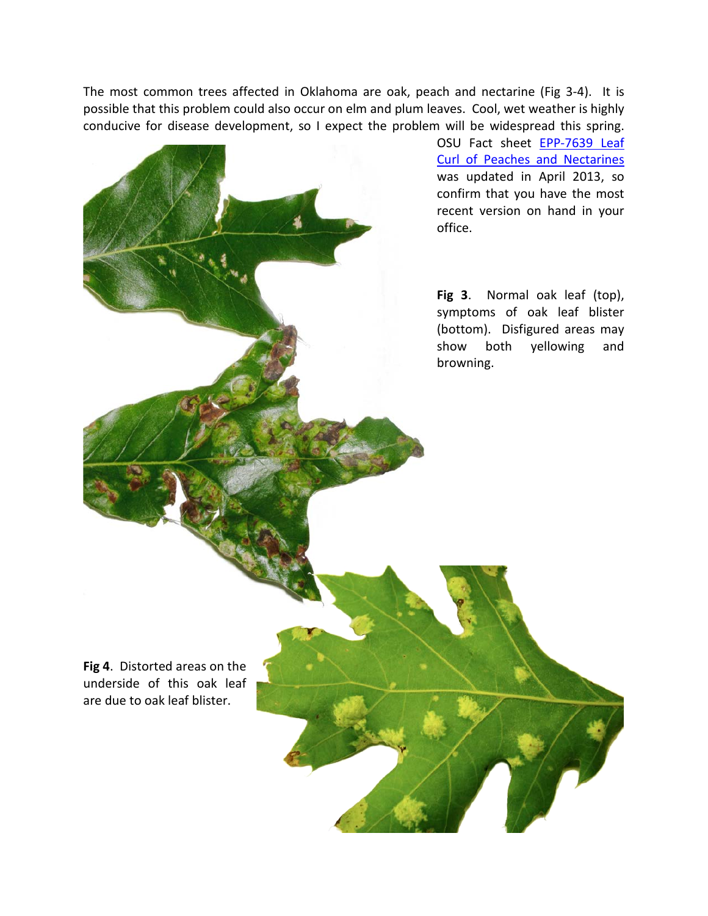The most common trees affected in Oklahoma are oak, peach and nectarine (Fig 3-4). It is possible that this problem could also occur on elm and plum leaves. Cool, wet weather is highly conducive for disease development, so I expect the problem will be widespread this spring. OSU Fact sheet [EPP-7639 Leaf Curl of Peaches and Nectarines] was updated in April 2013, so confirm that you have the most recent version on hand in your office.

**Fig 3**. Normal oak leaf (top), symptoms of oak leaf blister (bottom). Disfigured areas may show both yellowing and browning.

**Fig 4**. Distorted areas on the underside of this oak leaf are due to oak leaf blister.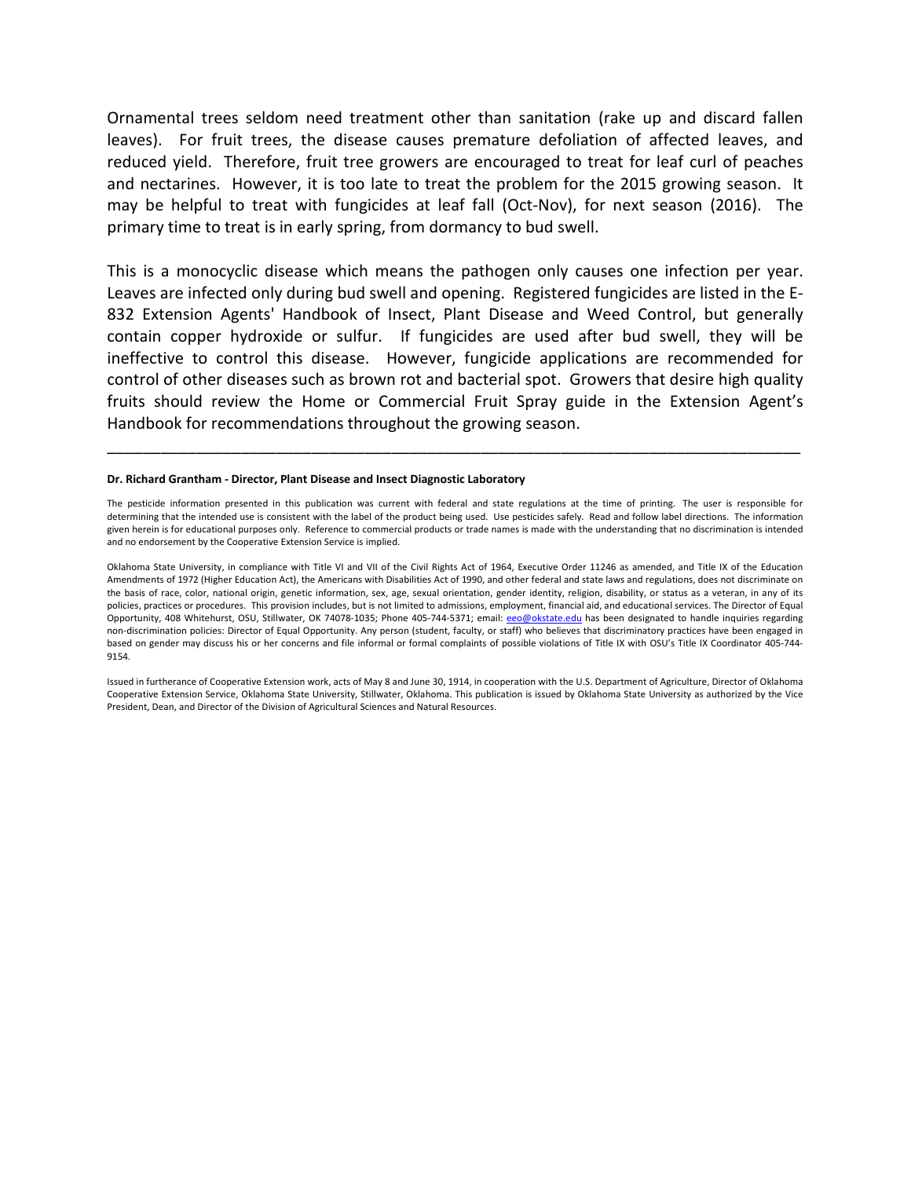Ornamental trees seldom need treatment other than sanitation (rake up and discard fallen leaves). For fruit trees, the disease causes premature defoliation of affected leaves, and reduced yield. Therefore, fruit tree growers are encouraged to treat for leaf curl of peaches and nectarines. However, it is too late to treat the problem for the 2015 growing season. It may be helpful to treat with fungicides at leaf fall (Oct-Nov), for next season (2016). The primary time to treat is in early spring, from dormancy to bud swell.

This is a monocyclic disease which means the pathogen only causes one infection per year. Leaves are infected only during bud swell and opening. Registered fungicides are listed in the E-832 Extension Agents' Handbook of Insect, Plant Disease and Weed Control, but generally contain copper hydroxide or sulfur. If fungicides are used after bud swell, they will be ineffective to control this disease. However, fungicide applications are recommended for control of other diseases such as brown rot and bacterial spot. Growers that desire high quality fruits should review the Home or Commercial Fruit Spray guide in the Extension Agent's Handbook for recommendations throughout the growing season.

---

**Dr. Richard Grantham - Director, Plant Disease and Insect Diagnostic Laboratory**

The pesticide information presented in this publication was current with federal and state regulations at the time of printing. The user is responsible for determining that the intended use is consistent with the label of the product being used. Use pesticides safely. Read and follow label directions. The information given herein is for educational purposes only. Reference to commercial products or trade names is made with the understanding that no discrimination is intended and no endorsement by the Cooperative Extension Service is implied.

Oklahoma State University, in compliance with Title VI and VII of the Civil Rights Act of 1964, Executive Order 11246 as amended, and Title IX of the Education Amendments of 1972 (Higher Education Act), the Americans with Disabilities Act of 1990, and other federal and state laws and regulations, does not discriminate on the basis of race, color, national origin, genetic information, sex, age, sexual orientation, gender identity, religion, disability, or status as a veteran, in any of its policies, practices or procedures. This provision includes, but is not limited to admissions, employment, financial aid, and educational services. The Director of Equal Opportunity, 408 Whitehurst, OSU, Stillwater, OK 74078-1035; Phone 405-744-5371; email: eeo@okstate.edu has been designated to handle inquiries regarding non-discrimination policies: Director of Equal Opportunity. Any person (student, faculty, or staff) who believes that discriminatory practices have been engaged in based on gender may discuss his or her concerns and file informal or formal complaints of possible violations of Title IX with OSU's Title IX Coordinator 405-744-9154.

Issued in furtherance of Cooperative Extension work, acts of May 8 and June 30, 1914, in cooperation with the U.S. Department of Agriculture, Director of Oklahoma Cooperative Extension Service, Oklahoma State University, Stillwater, Oklahoma. This publication is issued by Oklahoma State University as authorized by the Vice President, Dean, and Director of the Division of Agricultural Sciences and Natural Resources.